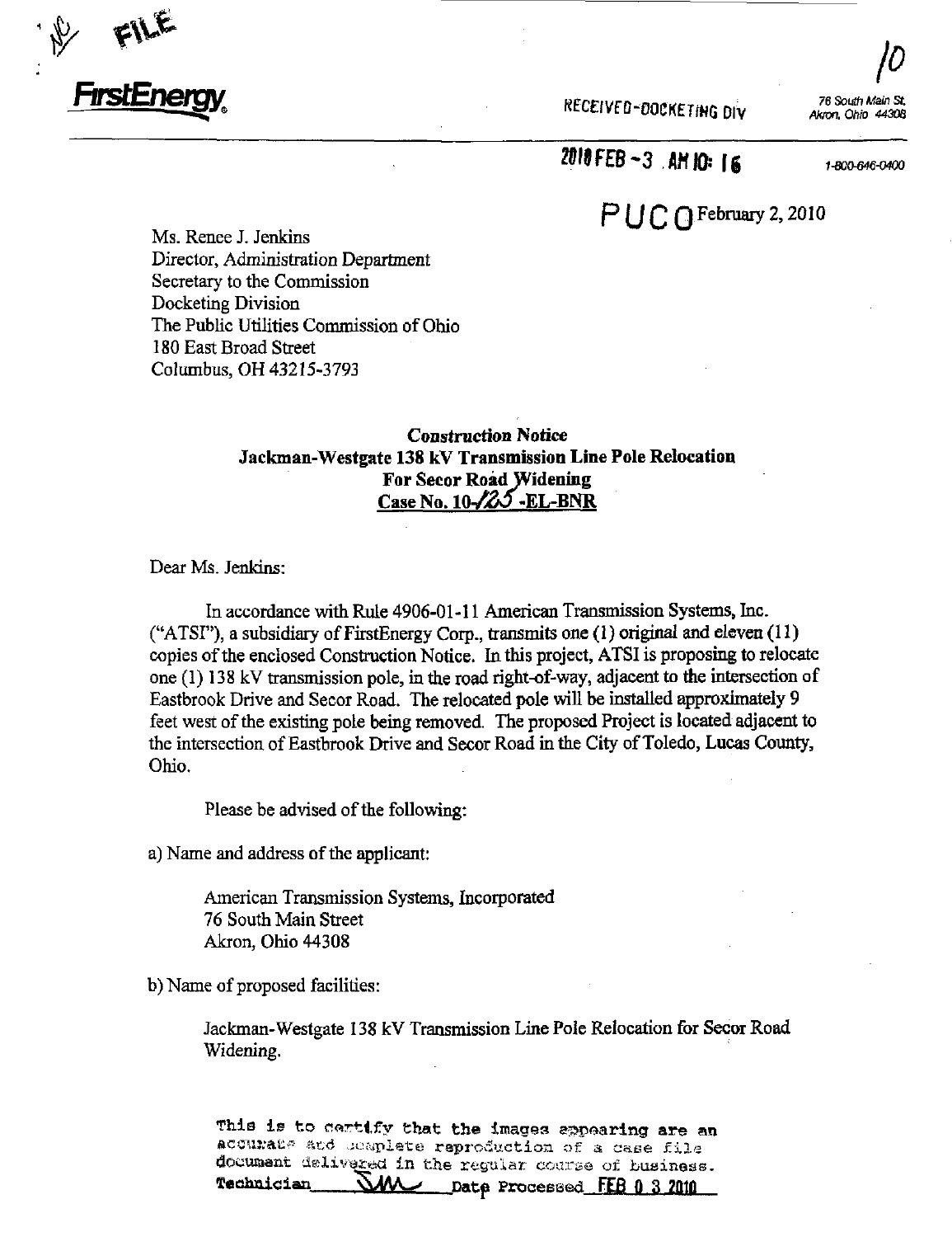FILE

**FirstEnergy.**

RECEIVED-DOCKETING DIV

76 South Main St.
Akron, Ohio 44308

2010 FEB -3 AM 10: 16

1-800-646-0400

PUCO

February 2, 2010

Ms. Renee J. Jenkins
Director, Administration Department
Secretary to the Commission
Docketing Division
The Public Utilities Commission of Ohio
180 East Broad Street
Columbus, OH 43215-3793

**Construction Notice**
**Jackman-Westgate 138 kV Transmission Line Pole Relocation**
**For Secor Road Widening**
**Case No. 10-125 -EL-BNR**

Dear Ms. Jenkins:

In accordance with Rule 4906-01-11 American Transmission Systems, Inc. ("ATSI"), a subsidiary of FirstEnergy Corp., transmits one (1) original and eleven (11) copies of the enclosed Construction Notice. In this project, ATSI is proposing to relocate one (1) 138 kV transmission pole, in the road right-of-way, adjacent to the intersection of Eastbrook Drive and Secor Road. The relocated pole will be installed approximately 9 feet west of the existing pole being removed. The proposed Project is located adjacent to the intersection of Eastbrook Drive and Secor Road in the City of Toledo, Lucas County, Ohio.

Please be advised of the following:

a) Name and address of the applicant:

> American Transmission Systems, Incorporated
> 76 South Main Street
> Akron, Ohio 44308

b) Name of proposed facilities:

> Jackman-Westgate 138 kV Transmission Line Pole Relocation for Secor Road Widening.

This is to certify that the images appearing are an accurate and complete reproduction of a case file document delivered in the regular course of business.
Technician SMW Date Processed FEB 0 3 2010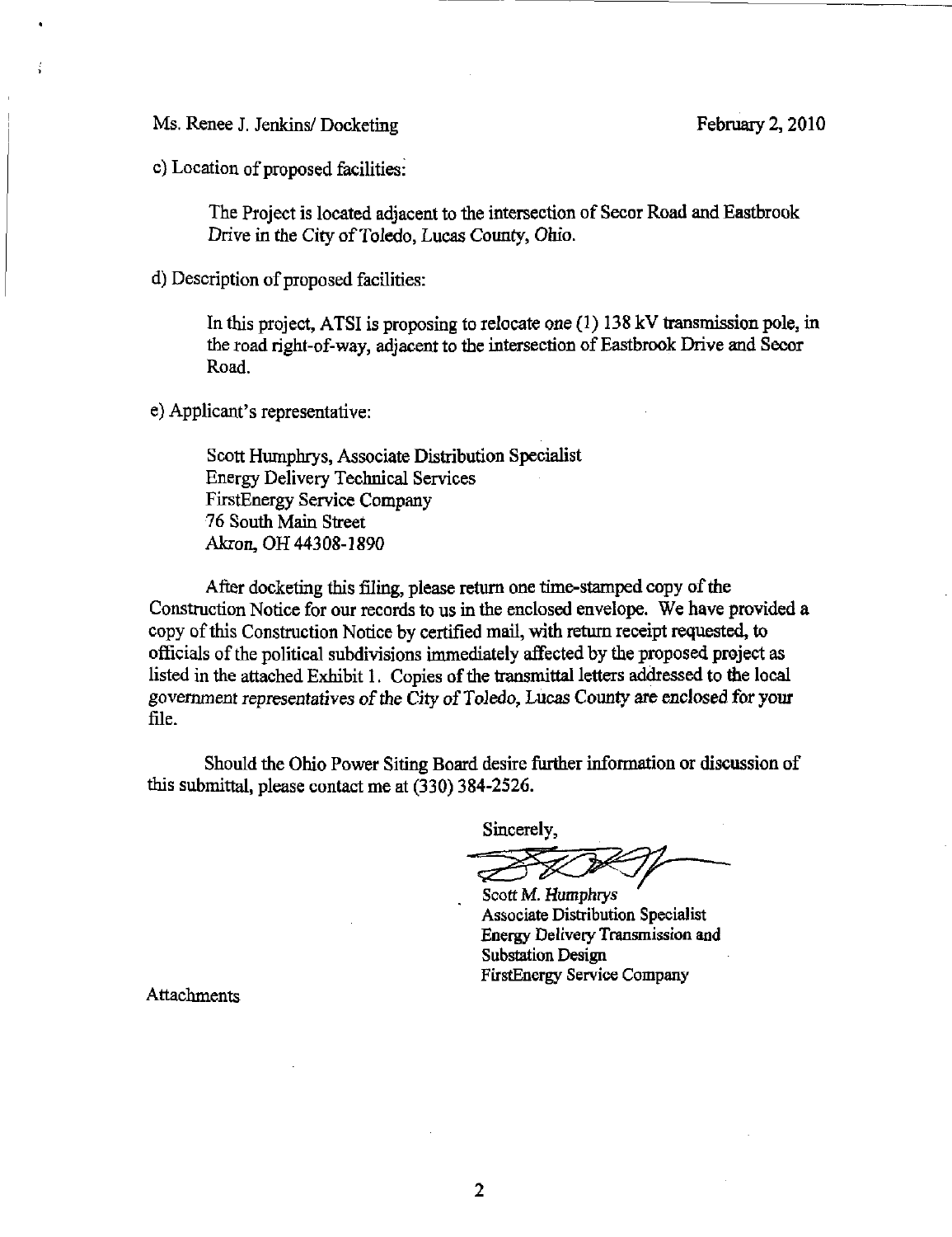Ms. Renee J. Jenkins/ Docketing February 2, 2010

c) Location of proposed facilities:

> The Project is located adjacent to the intersection of Secor Road and Eastbrook Drive in the City of Toledo, Lucas County, Ohio.

d) Description of proposed facilities:

> In this project, ATSI is proposing to relocate one (1) 138 kV transmission pole, in the road right-of-way, adjacent to the intersection of Eastbrook Drive and Secor Road.

e) Applicant's representative:

> Scott Humphrys, Associate Distribution Specialist
> Energy Delivery Technical Services
> FirstEnergy Service Company
> 76 South Main Street
> Akron, OH 44308-1890

After docketing this filing, please return one time-stamped copy of the Construction Notice for our records to us in the enclosed envelope. We have provided a copy of this Construction Notice by certified mail, with return receipt requested, to officials of the political subdivisions immediately affected by the proposed project as listed in the attached Exhibit 1. Copies of the transmittal letters addressed to the local government representatives of the City of Toledo, Lucas County are enclosed for your file.

Should the Ohio Power Siting Board desire further information or discussion of this submittal, please contact me at (330) 384-2526.

Sincerely,

*Scott M. Humphrys*
Associate Distribution Specialist
Energy Delivery Transmission and Substation Design
FirstEnergy Service Company

Attachments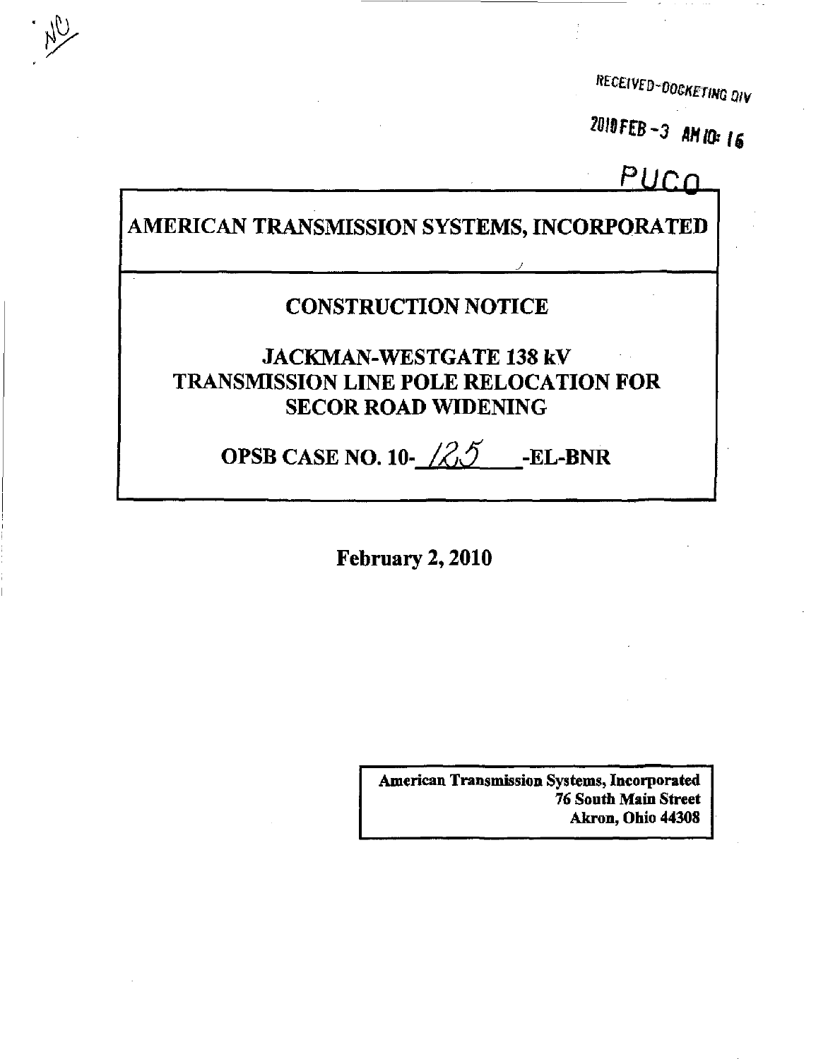RECEIVED-DOCKETING DIV

2010 FEB -3 AM 10: 16

PUCO

# AMERICAN TRANSMISSION SYSTEMS, INCORPORATED

## CONSTRUCTION NOTICE

## JACKMAN-WESTGATE 138 kV TRANSMISSION LINE POLE RELOCATION FOR SECOR ROAD WIDENING

## OPSB CASE NO. 10-125-EL-BNR

**February 2, 2010**

**American Transmission Systems, Incorporated**
**76 South Main Street**
**Akron, Ohio 44308**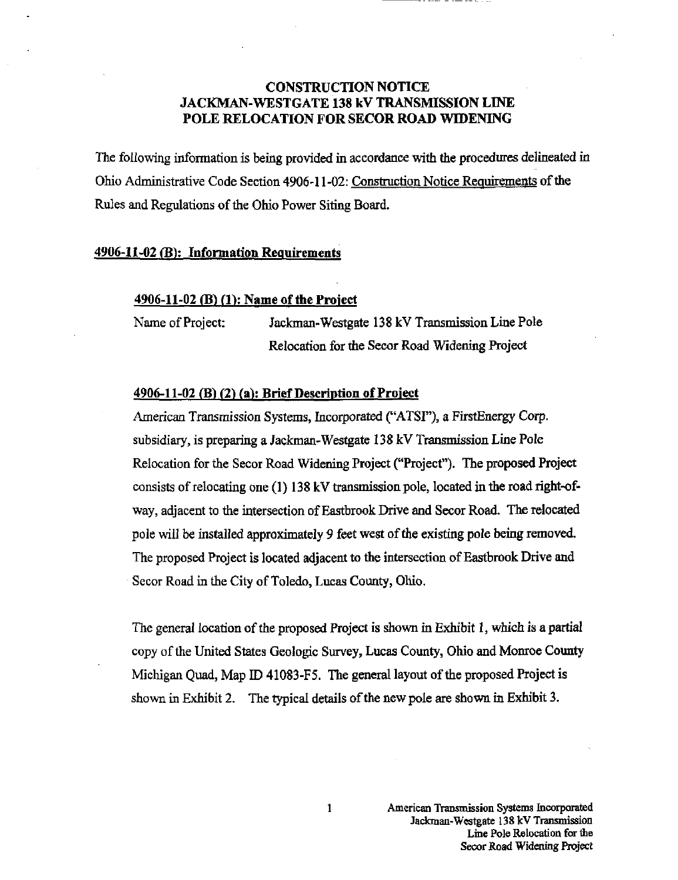# CONSTRUCTION NOTICE
# JACKMAN-WESTGATE 138 kV TRANSMISSION LINE
# POLE RELOCATION FOR SECOR ROAD WIDENING

The following information is being provided in accordance with the procedures delineated in Ohio Administrative Code Section 4906-11-02: Construction Notice Requirements of the Rules and Regulations of the Ohio Power Siting Board.

## 4906-11-02 (B): Information Requirements

### 4906-11-02 (B) (1): Name of the Project

Name of Project: Jackman-Westgate 138 kV Transmission Line Pole Relocation for the Secor Road Widening Project

### 4906-11-02 (B) (2) (a): Brief Description of Project

American Transmission Systems, Incorporated ("ATSI"), a FirstEnergy Corp. subsidiary, is preparing a Jackman-Westgate 138 kV Transmission Line Pole Relocation for the Secor Road Widening Project ("Project"). The proposed Project consists of relocating one (1) 138 kV transmission pole, located in the road right-of-way, adjacent to the intersection of Eastbrook Drive and Secor Road. The relocated pole will be installed approximately 9 feet west of the existing pole being removed. The proposed Project is located adjacent to the intersection of Eastbrook Drive and Secor Road in the City of Toledo, Lucas County, Ohio.

The general location of the proposed Project is shown in Exhibit 1, which is a partial copy of the United States Geologic Survey, Lucas County, Ohio and Monroe County Michigan Quad, Map ID 41083-F5. The general layout of the proposed Project is shown in Exhibit 2. The typical details of the new pole are shown in Exhibit 3.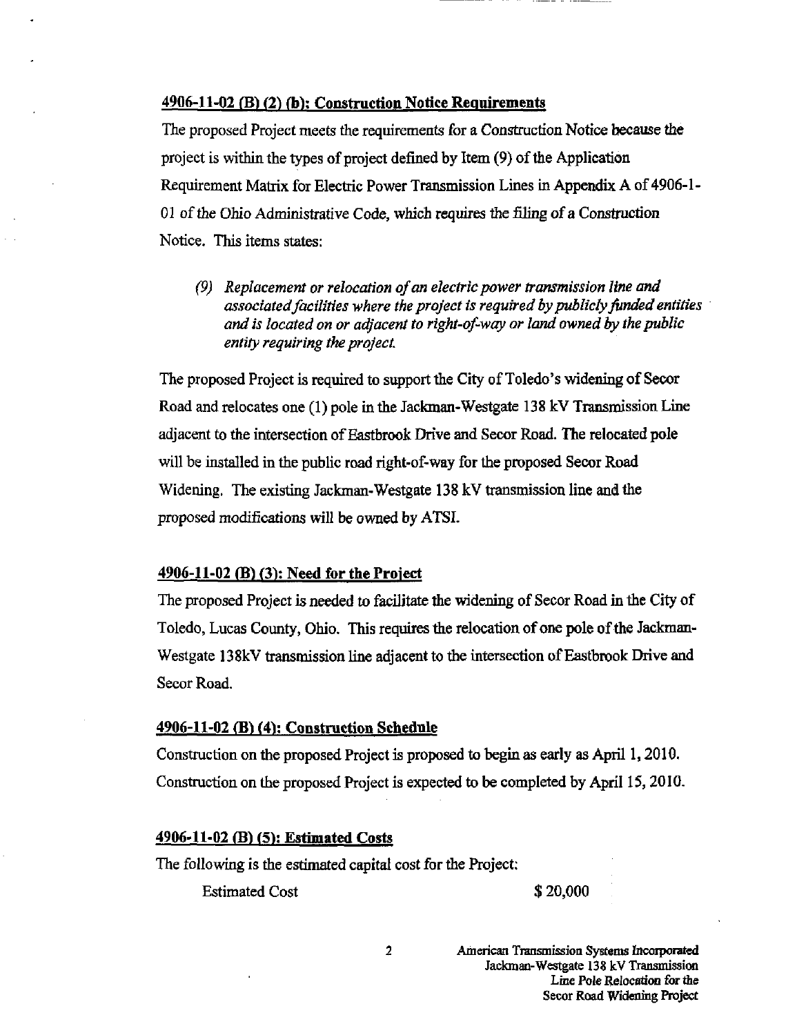## 4906-11-02 (B) (2) (b): Construction Notice Requirements

The proposed Project meets the requirements for a Construction Notice because the project is within the types of project defined by Item (9) of the Application Requirement Matrix for Electric Power Transmission Lines in Appendix A of 4906-1-01 of the Ohio Administrative Code, which requires the filing of a Construction Notice. This items states:

> (9) *Replacement or relocation of an electric power transmission line and associated facilities where the project is required by publicly funded entities and is located on or adjacent to right-of-way or land owned by the public entity requiring the project.*

The proposed Project is required to support the City of Toledo's widening of Secor Road and relocates one (1) pole in the Jackman-Westgate 138 kV Transmission Line adjacent to the intersection of Eastbrook Drive and Secor Road. The relocated pole will be installed in the public road right-of-way for the proposed Secor Road Widening. The existing Jackman-Westgate 138 kV transmission line and the proposed modifications will be owned by ATSI.

## 4906-11-02 (B) (3): Need for the Project

The proposed Project is needed to facilitate the widening of Secor Road in the City of Toledo, Lucas County, Ohio. This requires the relocation of one pole of the Jackman-Westgate 138kV transmission line adjacent to the intersection of Eastbrook Drive and Secor Road.

## 4906-11-02 (B) (4): Construction Schedule

Construction on the proposed Project is proposed to begin as early as April 1, 2010. Construction on the proposed Project is expected to be completed by April 15, 2010.

## 4906-11-02 (B) (5): Estimated Costs

The following is the estimated capital cost for the Project:

| | |
|---|---|
| Estimated Cost | $ 20,000 |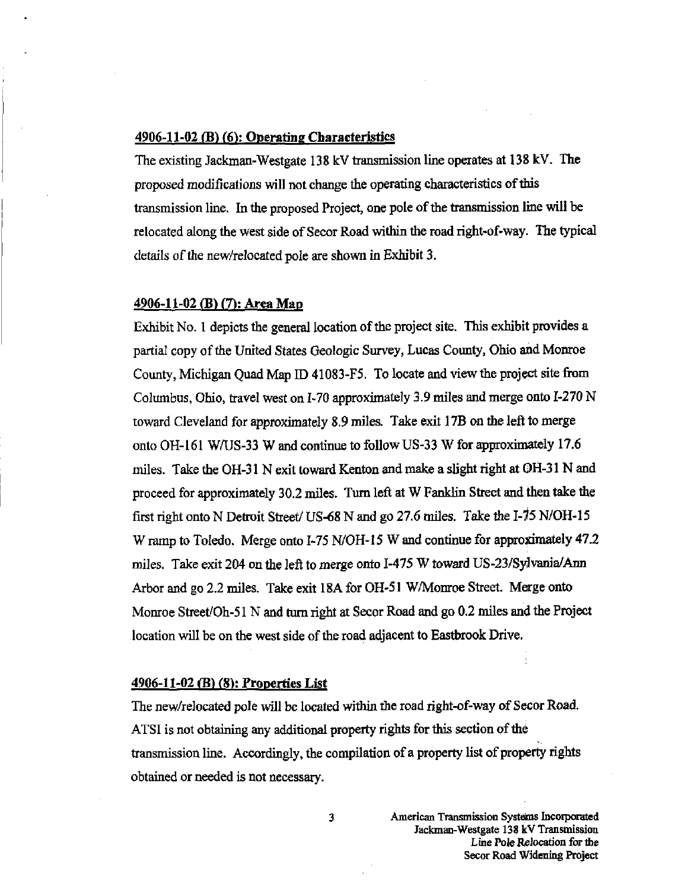## 4906-11-02 (B) (6): Operating Characteristics

The existing Jackman-Westgate 138 kV transmission line operates at 138 kV. The proposed modifications will not change the operating characteristics of this transmission line. In the proposed Project, one pole of the transmission line will be relocated along the west side of Secor Road within the road right-of-way. The typical details of the new/relocated pole are shown in Exhibit 3.

## 4906-11-02 (B) (7): Area Map

Exhibit No. 1 depicts the general location of the project site. This exhibit provides a partial copy of the United States Geologic Survey, Lucas County, Ohio and Monroe County, Michigan Quad Map ID 41083-F5. To locate and view the project site from Columbus, Ohio, travel west on I-70 approximately 3.9 miles and merge onto I-270 N toward Cleveland for approximately 8.9 miles. Take exit 17B on the left to merge onto OH-161 W/US-33 W and continue to follow US-33 W for approximately 17.6 miles. Take the OH-31 N exit toward Kenton and make a slight right at OH-31 N and proceed for approximately 30.2 miles. Turn left at W Fanklin Street and then take the first right onto N Detroit Street/ US-68 N and go 27.6 miles. Take the I-75 N/OH-15 W ramp to Toledo. Merge onto I-75 N/OH-15 W and continue for approximately 47.2 miles. Take exit 204 on the left to merge onto I-475 W toward US-23/Sylvania/Ann Arbor and go 2.2 miles. Take exit 18A for OH-51 W/Monroe Street. Merge onto Monroe Street/Oh-51 N and turn right at Secor Road and go 0.2 miles and the Project location will be on the west side of the road adjacent to Eastbrook Drive.

## 4906-11-02 (B) (8): Properties List

The new/relocated pole will be located within the road right-of-way of Secor Road. ATSI is not obtaining any additional property rights for this section of the transmission line. Accordingly, the compilation of a property list of property rights obtained or needed is not necessary.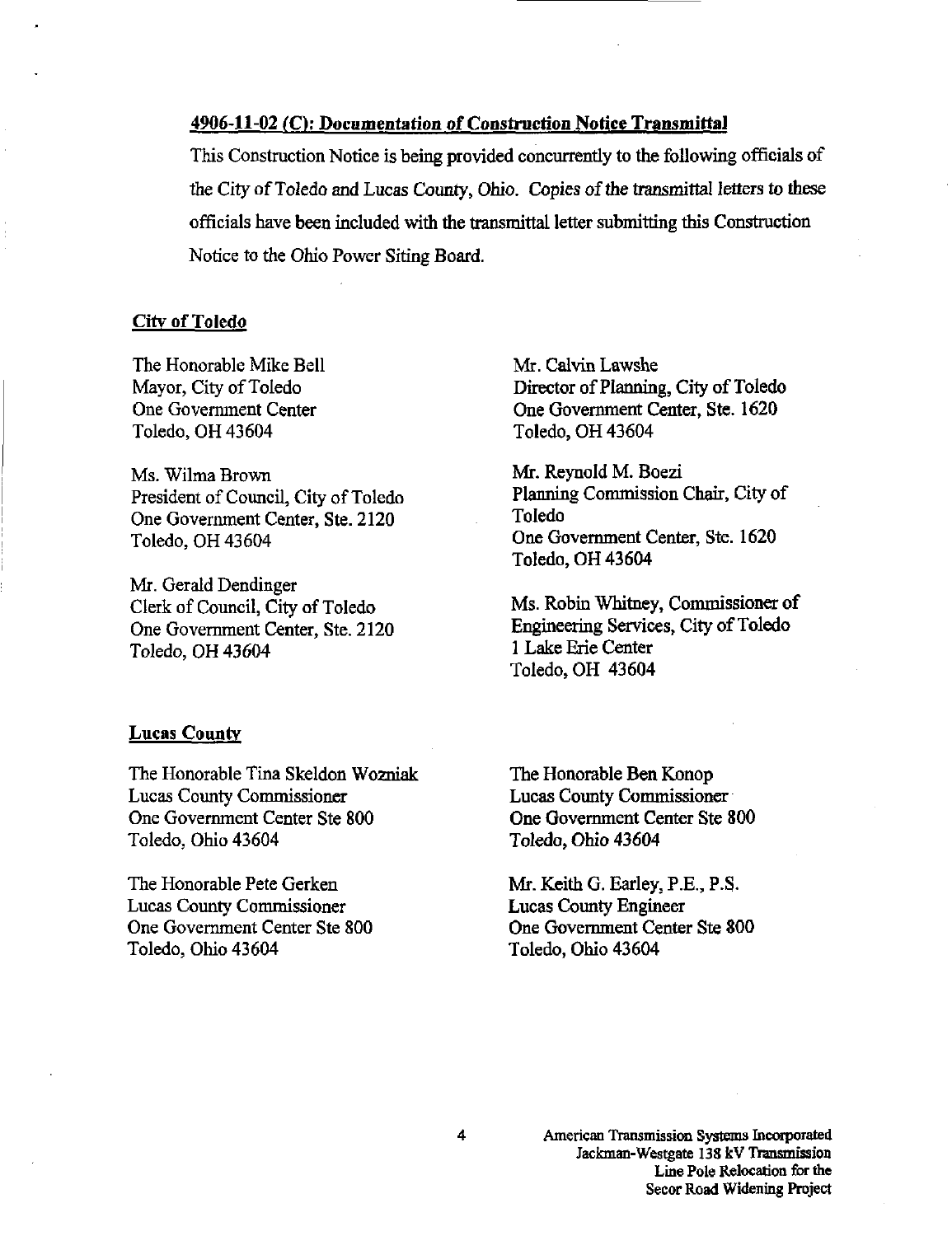**4906-11-02 (C): Documentation of Construction Notice Transmittal**

This Construction Notice is being provided concurrently to the following officials of the City of Toledo and Lucas County, Ohio. Copies of the transmittal letters to these officials have been included with the transmittal letter submitting this Construction Notice to the Ohio Power Siting Board.

**City of Toledo**

The Honorable Mike Bell
Mayor, City of Toledo
One Government Center
Toledo, OH 43604

Ms. Wilma Brown
President of Council, City of Toledo
One Government Center, Ste. 2120
Toledo, OH 43604

Mr. Gerald Dendinger
Clerk of Council, City of Toledo
One Government Center, Ste. 2120
Toledo, OH 43604

Mr. Calvin Lawshe
Director of Planning, City of Toledo
One Government Center, Ste. 1620
Toledo, OH 43604

Mr. Reynold M. Boezi
Planning Commission Chair, City of Toledo
One Government Center, Ste. 1620
Toledo, OH 43604

Ms. Robin Whitney, Commissioner of Engineering Services, City of Toledo
1 Lake Erie Center
Toledo, OH 43604

**Lucas County**

The Honorable Tina Skeldon Wozniak
Lucas County Commissioner
One Government Center Ste 800
Toledo, Ohio 43604

The Honorable Pete Gerken
Lucas County Commissioner
One Government Center Ste 800
Toledo, Ohio 43604

The Honorable Ben Konop
Lucas County Commissioner
One Government Center Ste 800
Toledo, Ohio 43604

Mr. Keith G. Earley, P.E., P.S.
Lucas County Engineer
One Government Center Ste 800
Toledo, Ohio 43604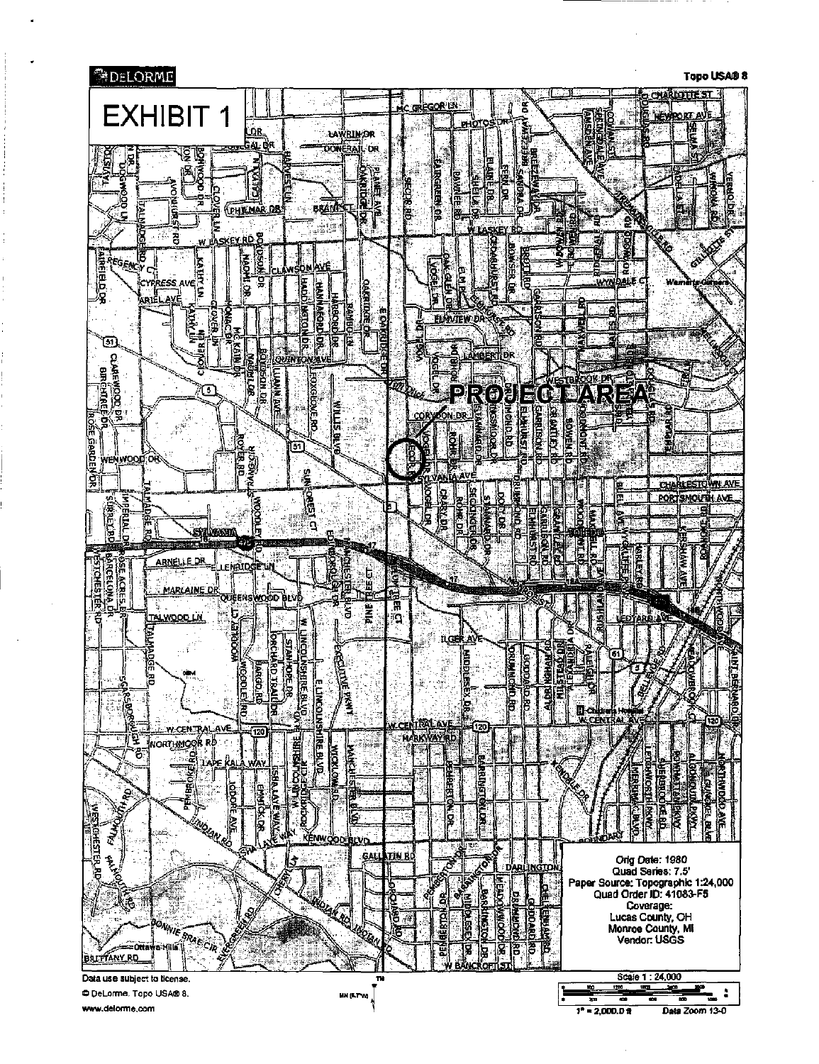DELORME

Topo USA® 8

# EXHIBIT 1

PROJECT AREA

Orig Date: 1980
Quad Series: 7.5'
Paper Source: Topographic 1:24,000
Quad Order ID: 41083-F6
Coverage:
Lucas County, OH
Monroe County, MI
Vendor: USGS

Data use subject to license.
© DeLorme. Topo USA® 8.
www.delorme.com

Scale 1 : 24,000

1" = 2,000.0 ft

Data Zoom 13-0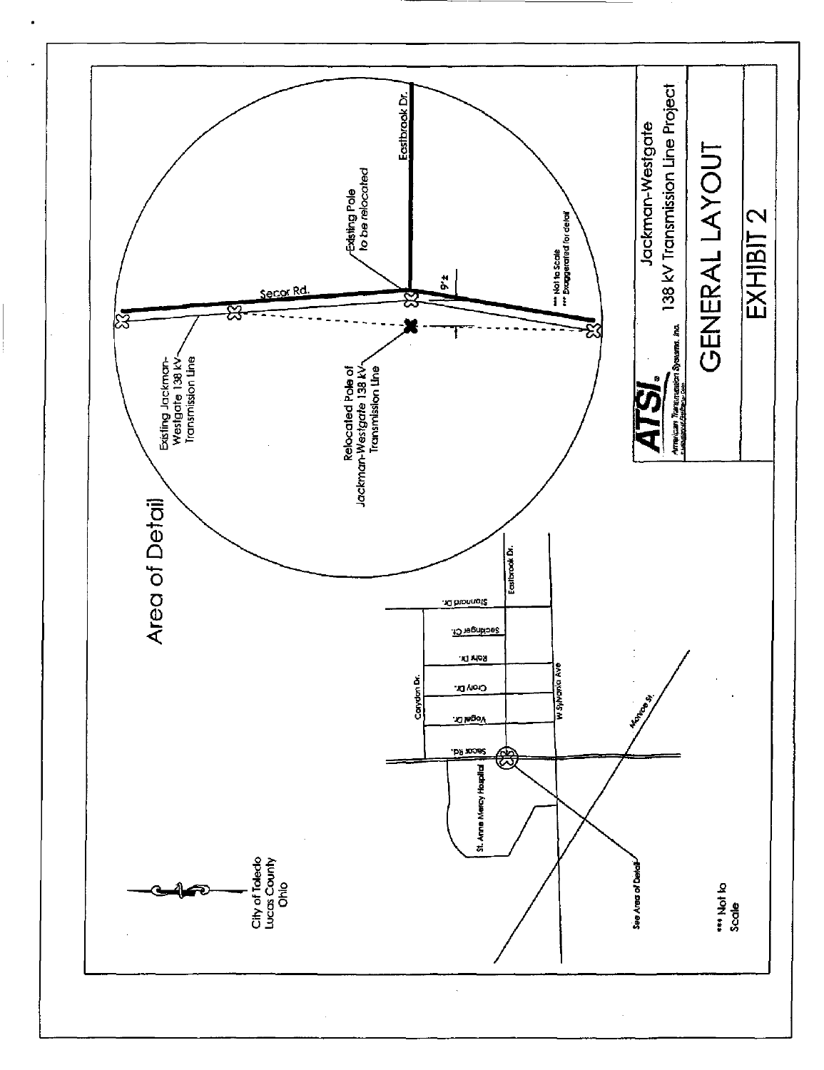# Area of Detail

Eastbrook Dr.

Existing Pole to be relocated

Secor Rd.

9'±

*** Not to Scale
*** Exaggerated for detail

Existing Jackman-Westgate 138 kV Transmission Line

Relocated Pole of Jackman-Westgate 138 kV Transmission Line

Croydon Dr.

Stannard Dr.

Sedlinger Ct.

Rohr Dr.

Crory Dr.

Vogel Dr.

Secor Rd.

Eastbrook Dr.

W Sylvania Ave

Monroe St.

St. Anne Mercy Hospital

See Area of Detail

City of Toledo
Lucas County
Ohio

*** Not to Scale

**ATSI**
American Transmission Systems, Inc.

Jackman-Westgate
138 kV Transmission Line Project

## GENERAL LAYOUT

## EXHIBIT 2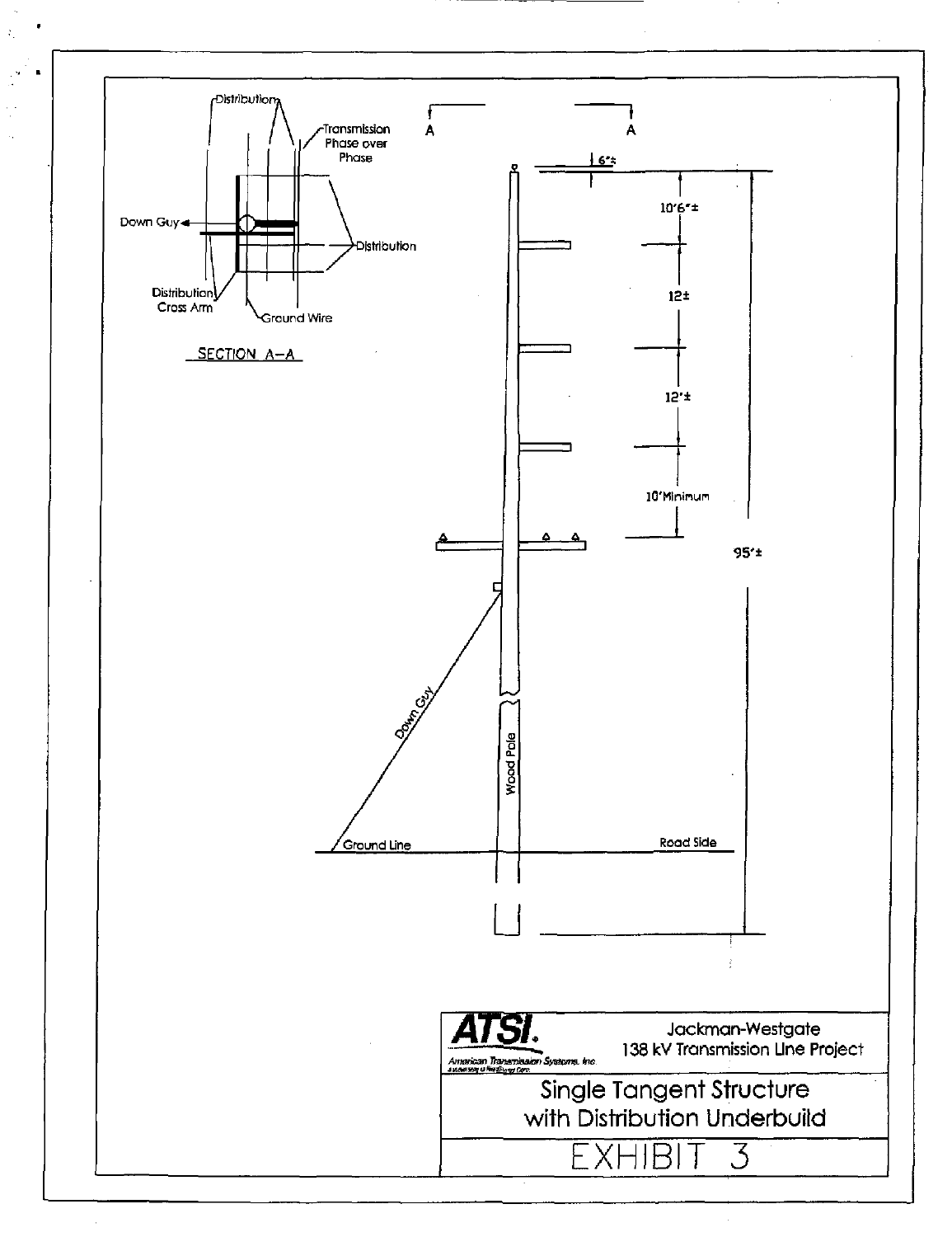Distribution

Transmission Phase over Phase

Down Guy

Distribution

Distribution Cross Arm

Ground Wire

SECTION A–A

A

A

6"±

10'6"±

12±

12'±

10'Minimum

95'±

Down Guy

Wood Pole

Ground Line

Road Side

ATSI.

American Transmission Systems, Inc.

Jackman-Westgate
138 kV Transmission Line Project

Single Tangent Structure
with Distribution Underbuild

EXHIBIT 3